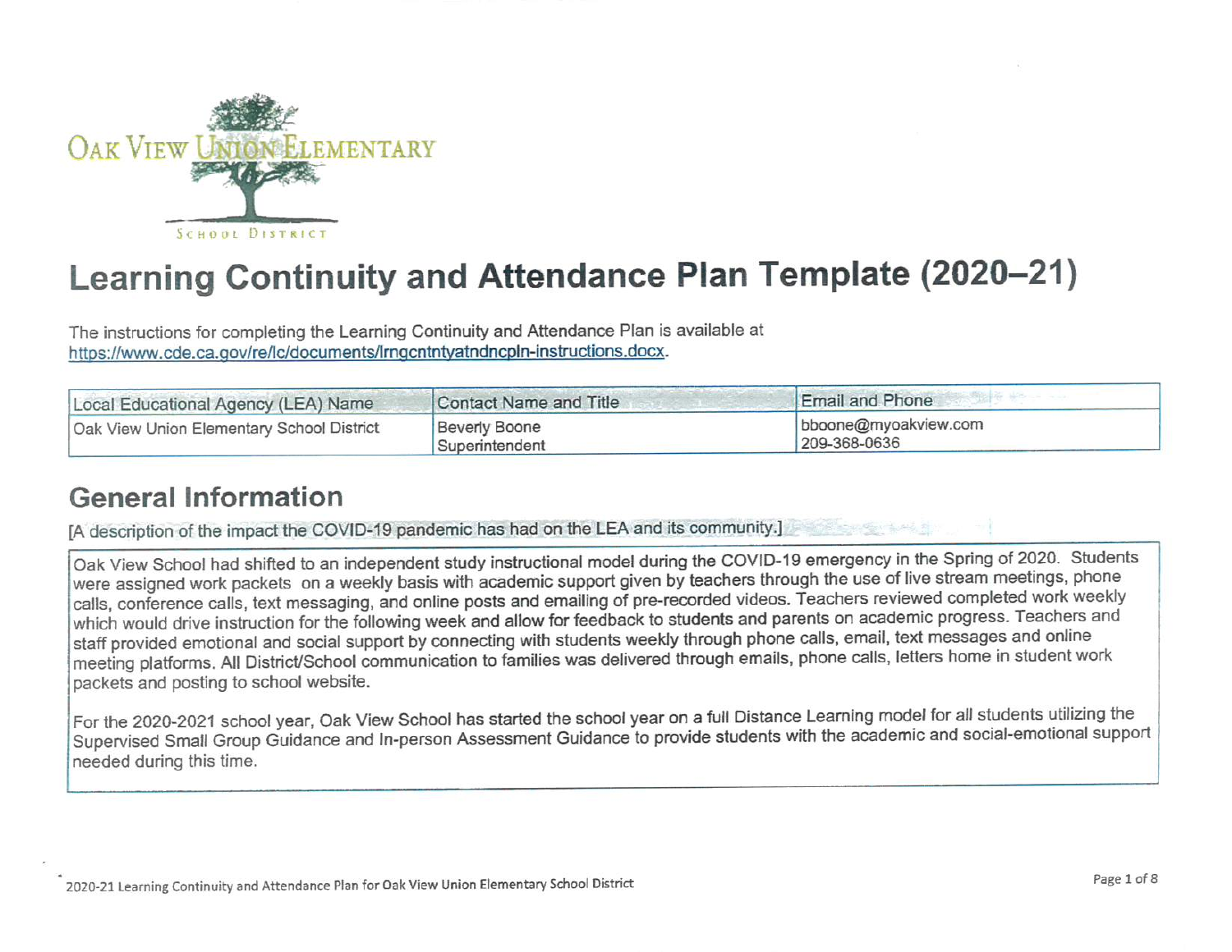OAK VIEW UNION ELEMENTARY

SCHOOL DISTRICT

# Learning Continuity and Attendance Plan Template (2020–21)

The instructions for completing the Learning Continuity and Attendance Plan is available at https://www.cde.ca.gov/re/lc/documents/lrngcntntyatndncpln-instructions.docx.

| Local Educational Agency (LEA) Name | Contact Name and Title | Email and Phone |
|---|---|---|
| Oak View Union Elementary School District | Beverly Boone<br>Superintendent | bboone@myoakview.com<br>209-368-0636 |

## General Information

[A description of the impact the COVID-19 pandemic has had on the LEA and its community.]

Oak View School had shifted to an independent study instructional model during the COVID-19 emergency in the Spring of 2020. Students were assigned work packets on a weekly basis with academic support given by teachers through the use of live stream meetings, phone calls, conference calls, text messaging, and online posts and emailing of pre-recorded videos. Teachers reviewed completed work weekly which would drive instruction for the following week and allow for feedback to students and parents on academic progress. Teachers and staff provided emotional and social support by connecting with students weekly through phone calls, email, text messages and online meeting platforms. All District/School communication to families was delivered through emails, phone calls, letters home in student work packets and posting to school website.

For the 2020-2021 school year, Oak View School has started the school year on a full Distance Learning model for all students utilizing the Supervised Small Group Guidance and In-person Assessment Guidance to provide students with the academic and social-emotional support needed during this time.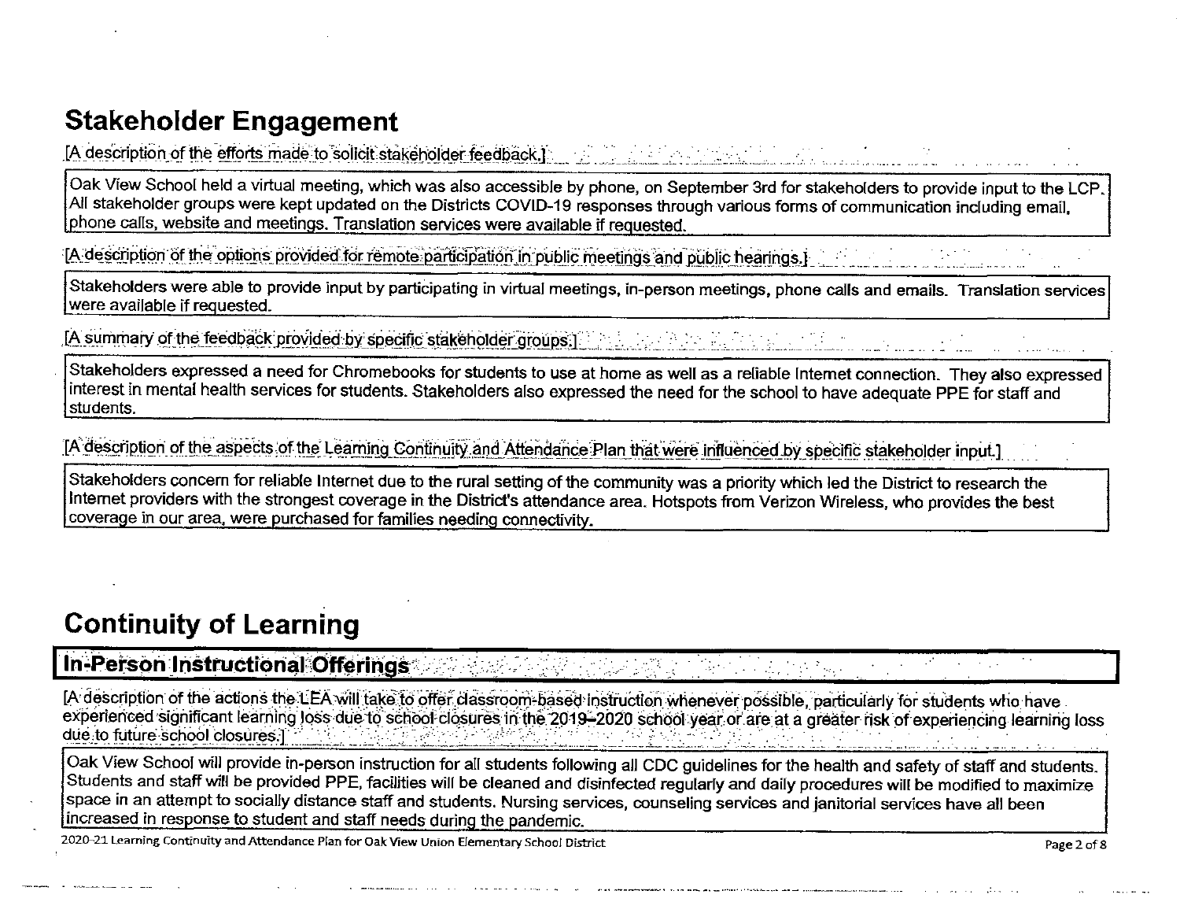# Stakeholder Engagement

[A description of the efforts made to solicit stakeholder feedback.]

Oak View School held a virtual meeting, which was also accessible by phone, on September 3rd for stakeholders to provide input to the LCP. All stakeholder groups were kept updated on the Districts COVID-19 responses through various forms of communication including email, phone calls, website and meetings. Translation services were available if requested.

[A description of the options provided for remote participation in public meetings and public hearings.]

Stakeholders were able to provide input by participating in virtual meetings, in-person meetings, phone calls and emails. Translation services were available if requested.

[A summary of the feedback provided by specific stakeholder groups.]

Stakeholders expressed a need for Chromebooks for students to use at home as well as a reliable Internet connection. They also expressed interest in mental health services for students. Stakeholders also expressed the need for the school to have adequate PPE for staff and students.

[A description of the aspects of the Learning Continuity and Attendance Plan that were influenced by specific stakeholder input.]

Stakeholders concern for reliable Internet due to the rural setting of the community was a priority which led the District to research the Internet providers with the strongest coverage in the District's attendance area. Hotspots from Verizon Wireless, who provides the best coverage in our area, were purchased for families needing connectivity.

# Continuity of Learning

## In-Person Instructional Offerings

[A description of the actions the LEA will take to offer classroom-based instruction whenever possible, particularly for students who have experienced significant learning loss due to school closures in the 2019–2020 school year or are at a greater risk of experiencing learning loss due to future school closures.]

Oak View School will provide in-person instruction for all students following all CDC guidelines for the health and safety of staff and students. Students and staff will be provided PPE, facilities will be cleaned and disinfected regularly and daily procedures will be modified to maximize space in an attempt to socially distance staff and students. Nursing services, counseling services and janitorial services have all been increased in response to student and staff needs during the pandemic.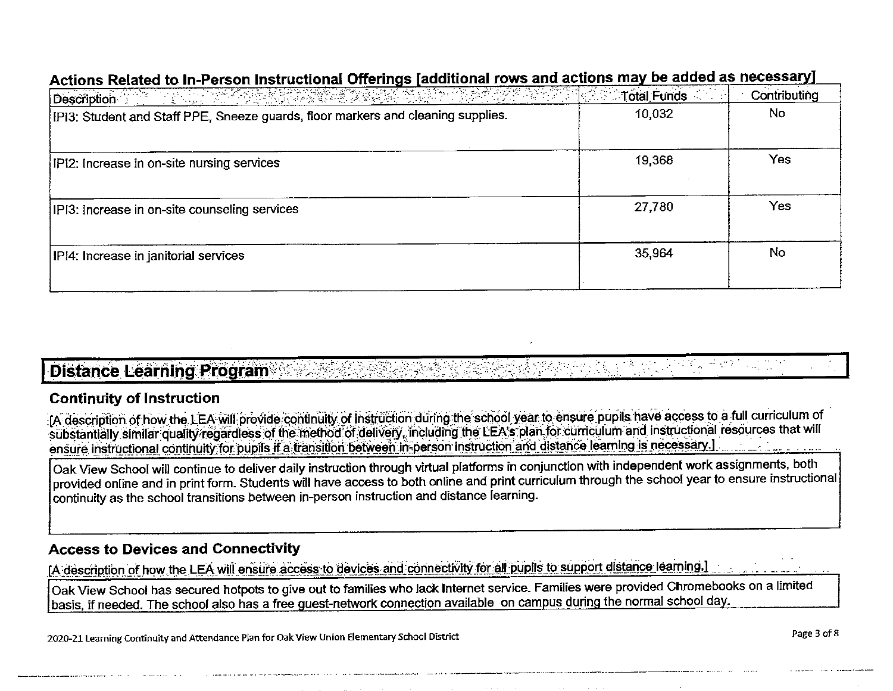### Actions Related to In-Person Instructional Offerings [additional rows and actions may be added as necessary]

| Description | Total Funds | Contributing |
|---|---|---|
| IPI3: Student and Staff PPE, Sneeze guards, floor markers and cleaning supplies. | 10,032 | No |
| IPI2: Increase in on-site nursing services | 19,368 | Yes |
| IPI3: Increase in on-site counseling services | 27,780 | Yes |
| IPI4: Increase in janitorial services | 35,964 | No |

## Distance Learning Program

### Continuity of Instruction

[A description of how the LEA will provide continuity of instruction during the school year to ensure pupils have access to a full curriculum of substantially similar quality regardless of the method of delivery, including the LEA's plan for curriculum and instructional resources that will ensure instructional continuity for pupils if a transition between in-person instruction and distance learning is necessary.]

Oak View School will continue to deliver daily instruction through virtual platforms in conjunction with independent work assignments, both provided online and in print form. Students will have access to both online and print curriculum through the school year to ensure instructional continuity as the school transitions between in-person instruction and distance learning.

### Access to Devices and Connectivity

[A description of how the LEA will ensure access to devices and connectivity for all pupils to support distance learning.]

Oak View School has secured hotpots to give out to families who lack Internet service. Families were provided Chromebooks on a limited basis, if needed. The school also has a free guest-network connection available on campus during the normal school day.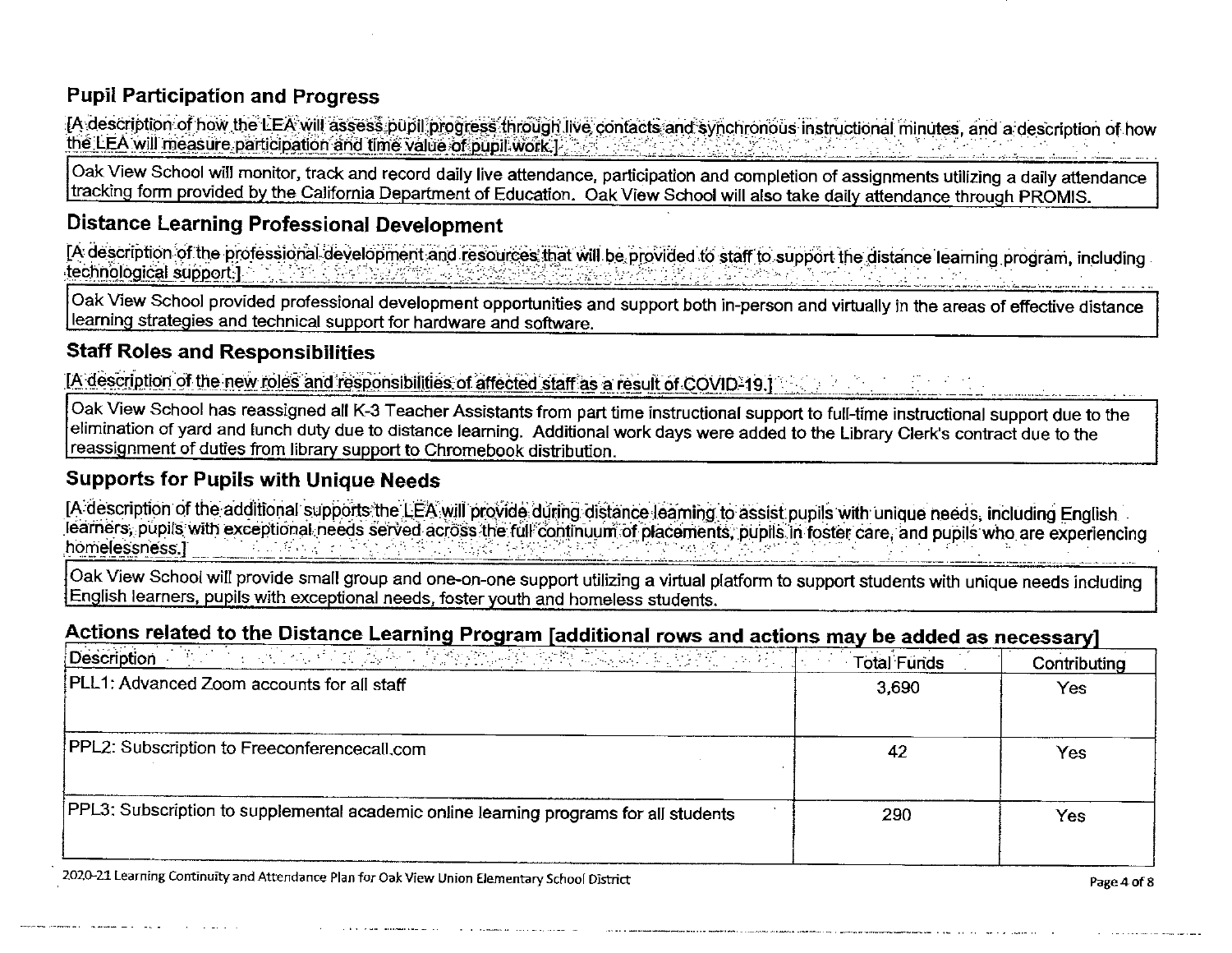## Pupil Participation and Progress

[A description of how the LEA will assess pupil progress through live contacts and synchronous instructional minutes, and a description of how the LEA will measure participation and time value of pupil work.]

Oak View School will monitor, track and record daily live attendance, participation and completion of assignments utilizing a daily attendance tracking form provided by the California Department of Education. Oak View School will also take daily attendance through PROMIS.

## Distance Learning Professional Development

[A description of the professional development and resources that will be provided to staff to support the distance learning program, including technological support.]

Oak View School provided professional development opportunities and support both in-person and virtually in the areas of effective distance learning strategies and technical support for hardware and software.

## Staff Roles and Responsibilities

[A description of the new roles and responsibilities of affected staff as a result of COVID-19.]

Oak View School has reassigned all K-3 Teacher Assistants from part time instructional support to full-time instructional support due to the elimination of yard and lunch duty due to distance learning. Additional work days were added to the Library Clerk's contract due to the reassignment of duties from library support to Chromebook distribution.

## Supports for Pupils with Unique Needs

[A description of the additional supports the LEA will provide during distance learning to assist pupils with unique needs, including English learners, pupils with exceptional needs served across the full continuum of placements, pupils in foster care, and pupils who are experiencing homelessness.]

Oak View School will provide small group and one-on-one support utilizing a virtual platform to support students with unique needs including English learners, pupils with exceptional needs, foster youth and homeless students.

## Actions related to the Distance Learning Program [additional rows and actions may be added as necessary]

| Description | Total Funds | Contributing |
|---|---|---|
| PLL1: Advanced Zoom accounts for all staff | 3,690 | Yes |
| PPL2: Subscription to Freeconferencecall.com | 42 | Yes |
| PPL3: Subscription to supplemental academic online learning programs for all students | 290 | Yes |

2020-21 Learning Continuity and Attendance Plan for Oak View Union Elementary School District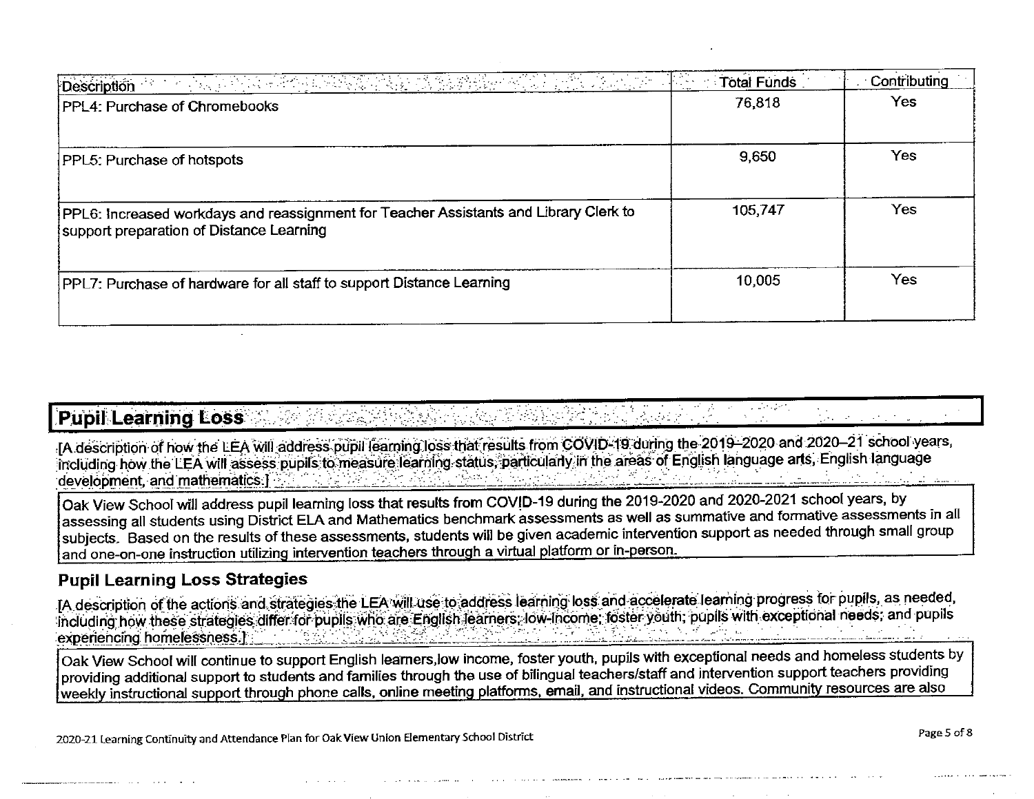| Description | Total Funds | Contributing |
|---|---|---|
| PPL4: Purchase of Chromebooks | 76,818 | Yes |
| PPL5: Purchase of hotspots | 9,650 | Yes |
| PPL6: Increased workdays and reassignment for Teacher Assistants and Library Clerk to support preparation of Distance Learning | 105,747 | Yes |
| PPL7: Purchase of hardware for all staff to support Distance Learning | 10,005 | Yes |

## Pupil Learning Loss

[A description of how the LEA will address pupil learning loss that results from COVID-19 during the 2019–2020 and 2020–21 school years, including how the LEA will assess pupils to measure learning status, particularly in the areas of English language arts, English language development, and mathematics.]

Oak View School will address pupil learning loss that results from COVID-19 during the 2019-2020 and 2020-2021 school years, by assessing all students using District ELA and Mathematics benchmark assessments as well as summative and formative assessments in all subjects. Based on the results of these assessments, students will be given academic intervention support as needed through small group and one-on-one instruction utilizing intervention teachers through a virtual platform or in-person.

### Pupil Learning Loss Strategies

[A description of the actions and strategies the LEA will use to address learning loss and accelerate learning progress for pupils, as needed, including how these strategies differ for pupils who are English learners; low-income; foster youth; pupils with exceptional needs; and pupils experiencing homelessness.]

Oak View School will continue to support English learners,low income, foster youth, pupils with exceptional needs and homeless students by providing additional support to students and families through the use of bilingual teachers/staff and intervention support teachers providing weekly instructional support through phone calls, online meeting platforms, email, and instructional videos. Community resources are also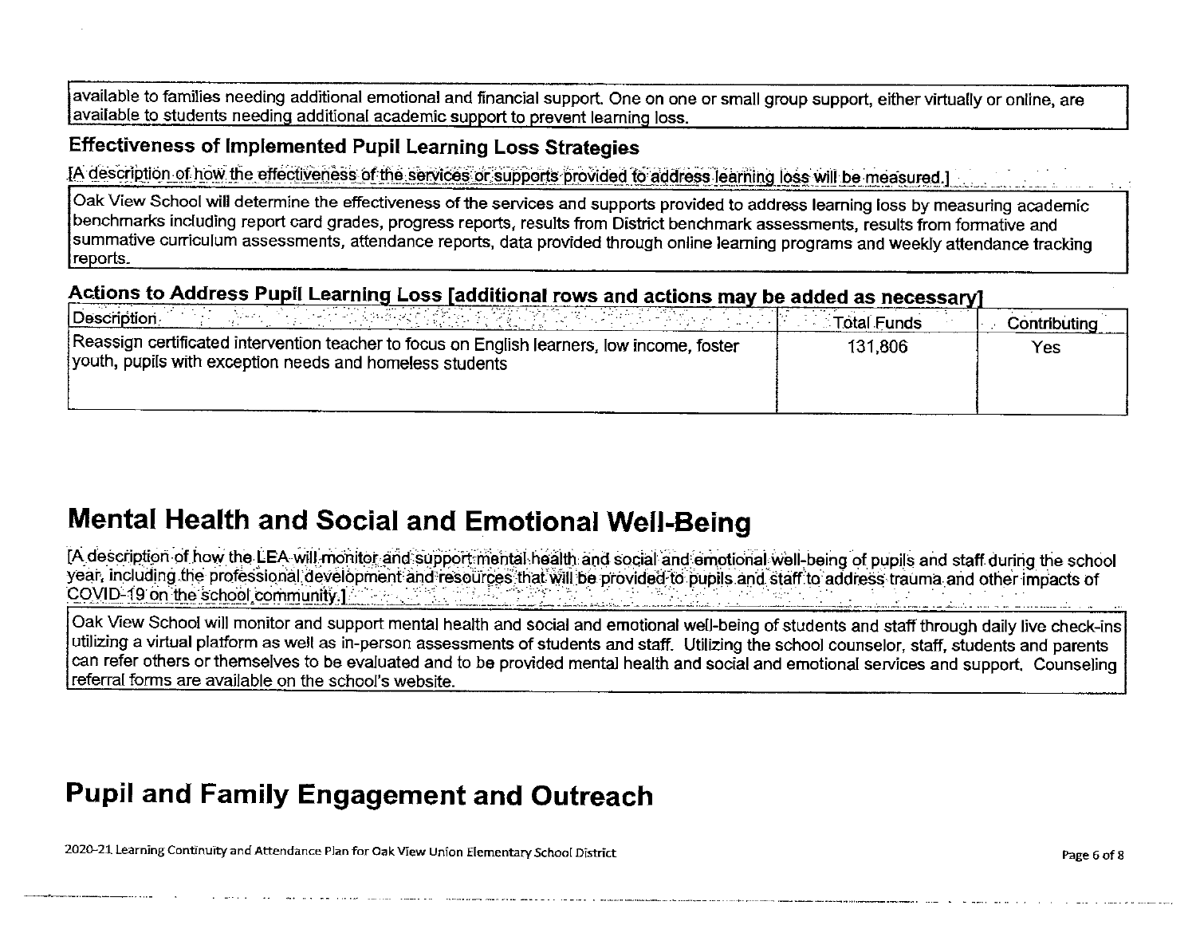available to families needing additional emotional and financial support. One on one or small group support, either virtually or online, are available to students needing additional academic support to prevent learning loss.

### Effectiveness of Implemented Pupil Learning Loss Strategies

[A description of how the effectiveness of the services or supports provided to address learning loss will be measured.]

Oak View School will determine the effectiveness of the services and supports provided to address learning loss by measuring academic benchmarks including report card grades, progress reports, results from District benchmark assessments, results from formative and summative curriculum assessments, attendance reports, data provided through online learning programs and weekly attendance tracking reports.

### Actions to Address Pupil Learning Loss [additional rows and actions may be added as necessary]

| Description | Total Funds | Contributing |
|---|---|---|
| Reassign certificated intervention teacher to focus on English learners, low income, foster youth, pupils with exception needs and homeless students | 131,806 | Yes |

# Mental Health and Social and Emotional Well-Being

[A description of how the LEA will monitor and support mental health and social and emotional well-being of pupils and staff during the school year, including the professional development and resources that will be provided to pupils and staff to address trauma and other impacts of COVID-19 on the school community.]

Oak View School will monitor and support mental health and social and emotional well-being of students and staff through daily live check-ins utilizing a virtual platform as well as in-person assessments of students and staff. Utilizing the school counselor, staff, students and parents can refer others or themselves to be evaluated and to be provided mental health and social and emotional services and support. Counseling referral forms are available on the school's website.

# Pupil and Family Engagement and Outreach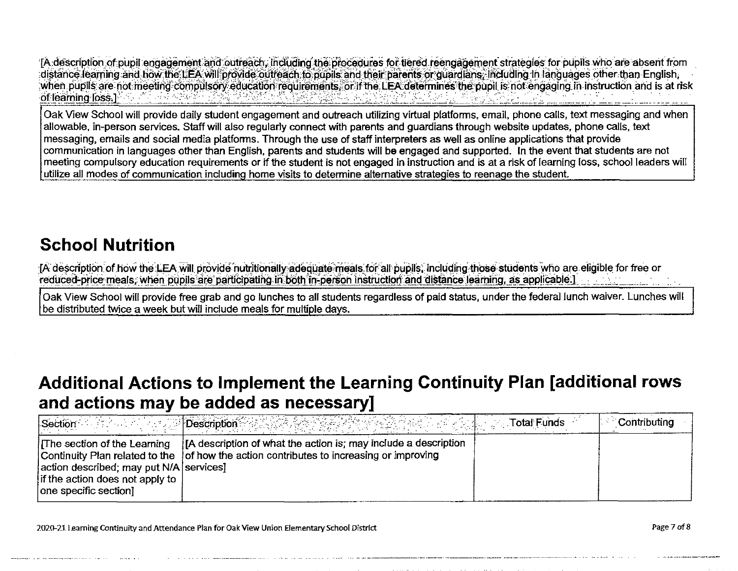[A description of pupil engagement and outreach, including the procedures for tiered reengagement strategies for pupils who are absent from distance learning and how the LEA will provide outreach to pupils and their parents or guardians, including in languages other than English, when pupils are not meeting compulsory education requirements, or if the LEA determines the pupil is not engaging in instruction and is at risk of learning loss.]

Oak View School will provide daily student engagement and outreach utilizing virtual platforms, email, phone calls, text messaging and when allowable, in-person services. Staff will also regularly connect with parents and guardians through website updates, phone calls, text messaging, emails and social media platforms. Through the use of staff interpreters as well as online applications that provide communication in languages other than English, parents and students will be engaged and supported. In the event that students are not meeting compulsory education requirements or if the student is not engaged in instruction and is at a risk of learning loss, school leaders will utilize all modes of communication including home visits to determine alternative strategies to reenage the student.

## School Nutrition

[A description of how the LEA will provide nutritionally adequate meals for all pupils, including those students who are eligible for free or reduced-price meals, when pupils are participating in both in-person instruction and distance learning, as applicable.]

Oak View School will provide free grab and go lunches to all students regardless of paid status, under the federal lunch waiver. Lunches will be distributed twice a week but will include meals for multiple days.

## Additional Actions to Implement the Learning Continuity Plan [additional rows and actions may be added as necessary]

| Section | Description | Total Funds | Contributing |
|---|---|---|---|
| [The section of the Learning Continuity Plan related to the action described; may put N/A if the action does not apply to one specific section] | [A description of what the action is; may include a description of how the action contributes to increasing or improving services] | | |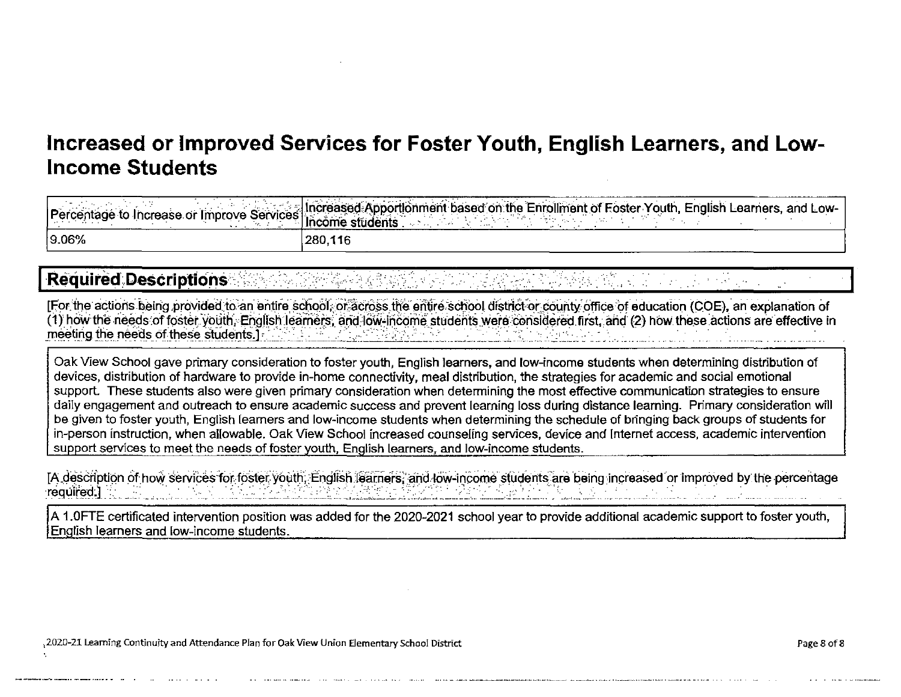# Increased or Improved Services for Foster Youth, English Learners, and Low-Income Students

| Percentage to Increase or Improve Services | Increased Apportionment based on the Enrollment of Foster Youth, English Learners, and Low-Income students |
|---|---|
| 9.06% | 280,116 |

## Required Descriptions

[For the actions being provided to an entire school, or across the entire school district or county office of education (COE), an explanation of (1) how the needs of foster youth, English learners, and low-income students were considered first, and (2) how these actions are effective in meeting the needs of these students.]

Oak View School gave primary consideration to foster youth, English learners, and low-income students when determining distribution of devices, distribution of hardware to provide in-home connectivity, meal distribution, the strategies for academic and social emotional support. These students also were given primary consideration when determining the most effective communication strategies to ensure daily engagement and outreach to ensure academic success and prevent learning loss during distance learning. Primary consideration will be given to foster youth, English learners and low-income students when determining the schedule of bringing back groups of students for in-person instruction, when allowable. Oak View School increased counseling services, device and Internet access, academic intervention support services to meet the needs of foster youth, English learners, and low-income students.

[A description of how services for foster youth, English learners, and low-income students are being increased or improved by the percentage required.]

A 1.0FTE certificated intervention position was added for the 2020-2021 school year to provide additional academic support to foster youth, English learners and low-income students.